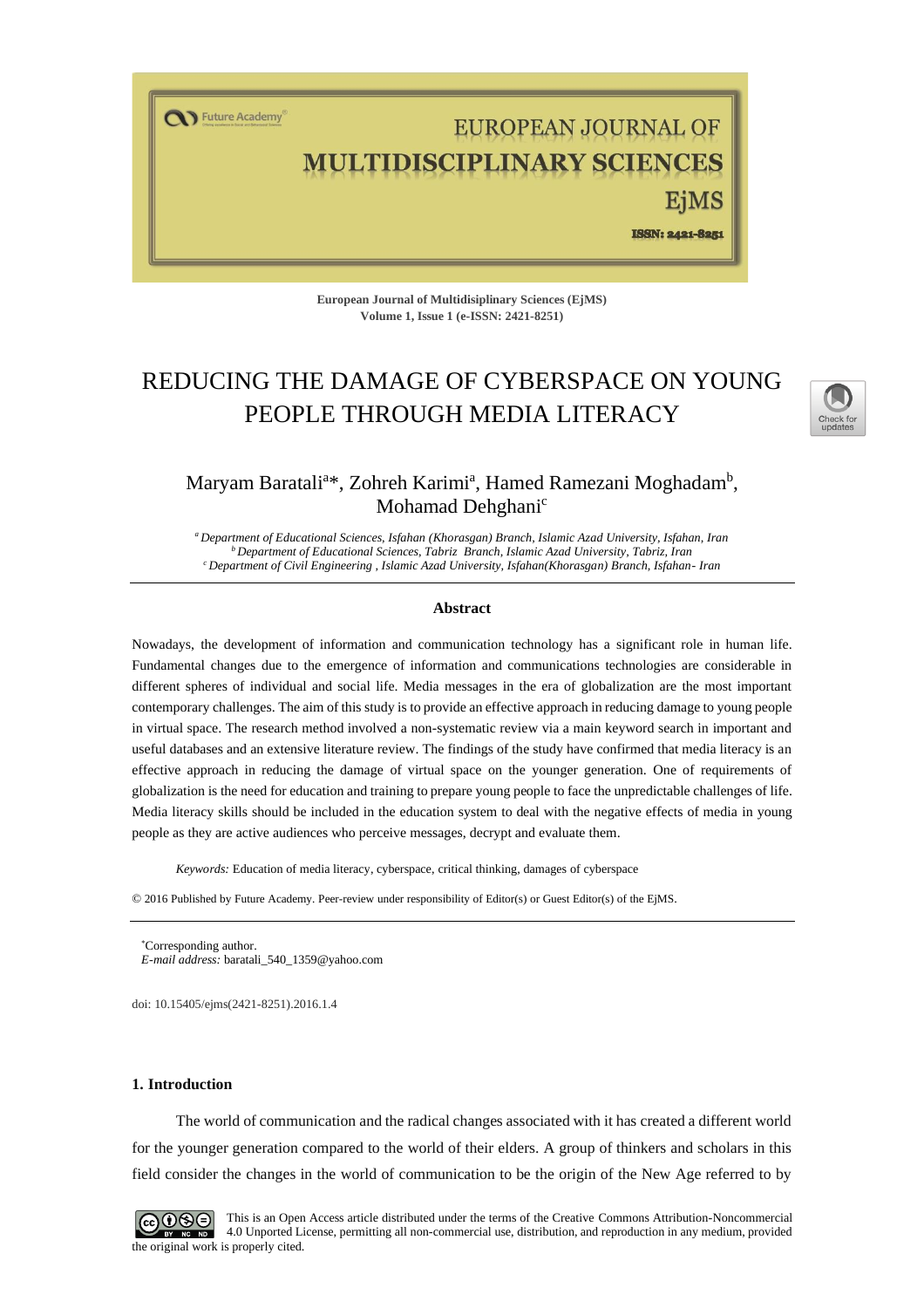European Journal of Multidisiplinary Sciences (EjMS)
Volume 1, Issue 1 (e-ISSN: 2421-8251)

# REDUCING THE DAMAGE OF CYBERSPACE ON YOUNG PEOPLE THROUGH MEDIA LITERACY

Maryam Baratali[a]*, Zohreh Karimi[a], Hamed Ramezani Moghadam[b], Mohamad Dehghani[c]

[a] *Department of Educational Sciences, Isfahan (Khorasgan) Branch, Islamic Azad University, Isfahan, Iran*
[b] *Department of Educational Sciences, Tabriz Branch, Islamic Azad University, Tabriz, Iran*
[c] *Department of Civil Engineering , Islamic Azad University, Isfahan(Khorasgan) Branch, Isfahan- Iran*

---

### Abstract

Nowadays, the development of information and communication technology has a significant role in human life. Fundamental changes due to the emergence of information and communications technologies are considerable in different spheres of individual and social life. Media messages in the era of globalization are the most important contemporary challenges. The aim of this study is to provide an effective approach in reducing damage to young people in virtual space. The research method involved a non-systematic review via a main keyword search in important and useful databases and an extensive literature review. The findings of the study have confirmed that media literacy is an effective approach in reducing the damage of virtual space on the younger generation. One of requirements of globalization is the need for education and training to prepare young people to face the unpredictable challenges of life. Media literacy skills should be included in the education system to deal with the negative effects of media in young people as they are active audiences who perceive messages, decrypt and evaluate them.

*Keywords:* Education of media literacy, cyberspace, critical thinking, damages of cyberspace

© 2016 Published by Future Academy. Peer-review under responsibility of Editor(s) or Guest Editor(s) of the EjMS.

---

*Corresponding author.
*E-mail address:* baratali_540_1359@yahoo.com

doi: 10.15405/ejms(2421-8251).2016.1.4

## 1. Introduction

The world of communication and the radical changes associated with it has created a different world for the younger generation compared to the world of their elders. A group of thinkers and scholars in this field consider the changes in the world of communication to be the origin of the New Age referred to by

This is an Open Access article distributed under the terms of the Creative Commons Attribution-Noncommercial 4.0 Unported License, permitting all non-commercial use, distribution, and reproduction in any medium, provided the original work is properly cited.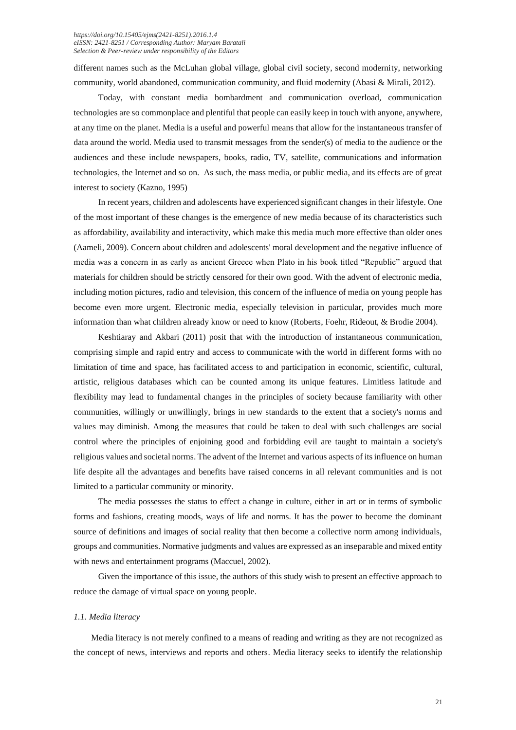different names such as the McLuhan global village, global civil society, second modernity, networking community, world abandoned, communication community, and fluid modernity (Abasi & Mirali, 2012).

Today, with constant media bombardment and communication overload, communication technologies are so commonplace and plentiful that people can easily keep in touch with anyone, anywhere, at any time on the planet. Media is a useful and powerful means that allow for the instantaneous transfer of data around the world. Media used to transmit messages from the sender(s) of media to the audience or the audiences and these include newspapers, books, radio, TV, satellite, communications and information technologies, the Internet and so on. As such, the mass media, or public media, and its effects are of great interest to society (Kazno, 1995)

In recent years, children and adolescents have experienced significant changes in their lifestyle. One of the most important of these changes is the emergence of new media because of its characteristics such as affordability, availability and interactivity, which make this media much more effective than older ones (Aameli, 2009). Concern about children and adolescents' moral development and the negative influence of media was a concern in as early as ancient Greece when Plato in his book titled "Republic" argued that materials for children should be strictly censored for their own good. With the advent of electronic media, including motion pictures, radio and television, this concern of the influence of media on young people has become even more urgent. Electronic media, especially television in particular, provides much more information than what children already know or need to know (Roberts, Foehr, Rideout, & Brodie 2004).

Keshtiaray and Akbari (2011) posit that with the introduction of instantaneous communication, comprising simple and rapid entry and access to communicate with the world in different forms with no limitation of time and space, has facilitated access to and participation in economic, scientific, cultural, artistic, religious databases which can be counted among its unique features. Limitless latitude and flexibility may lead to fundamental changes in the principles of society because familiarity with other communities, willingly or unwillingly, brings in new standards to the extent that a society's norms and values may diminish. Among the measures that could be taken to deal with such challenges are social control where the principles of enjoining good and forbidding evil are taught to maintain a society's religious values and societal norms. The advent of the Internet and various aspects of its influence on human life despite all the advantages and benefits have raised concerns in all relevant communities and is not limited to a particular community or minority.

The media possesses the status to effect a change in culture, either in art or in terms of symbolic forms and fashions, creating moods, ways of life and norms. It has the power to become the dominant source of definitions and images of social reality that then become a collective norm among individuals, groups and communities. Normative judgments and values are expressed as an inseparable and mixed entity with news and entertainment programs (Maccuel, 2002).

Given the importance of this issue, the authors of this study wish to present an effective approach to reduce the damage of virtual space on young people.

### *1.1. Media literacy*

Media literacy is not merely confined to a means of reading and writing as they are not recognized as the concept of news, interviews and reports and others. Media literacy seeks to identify the relationship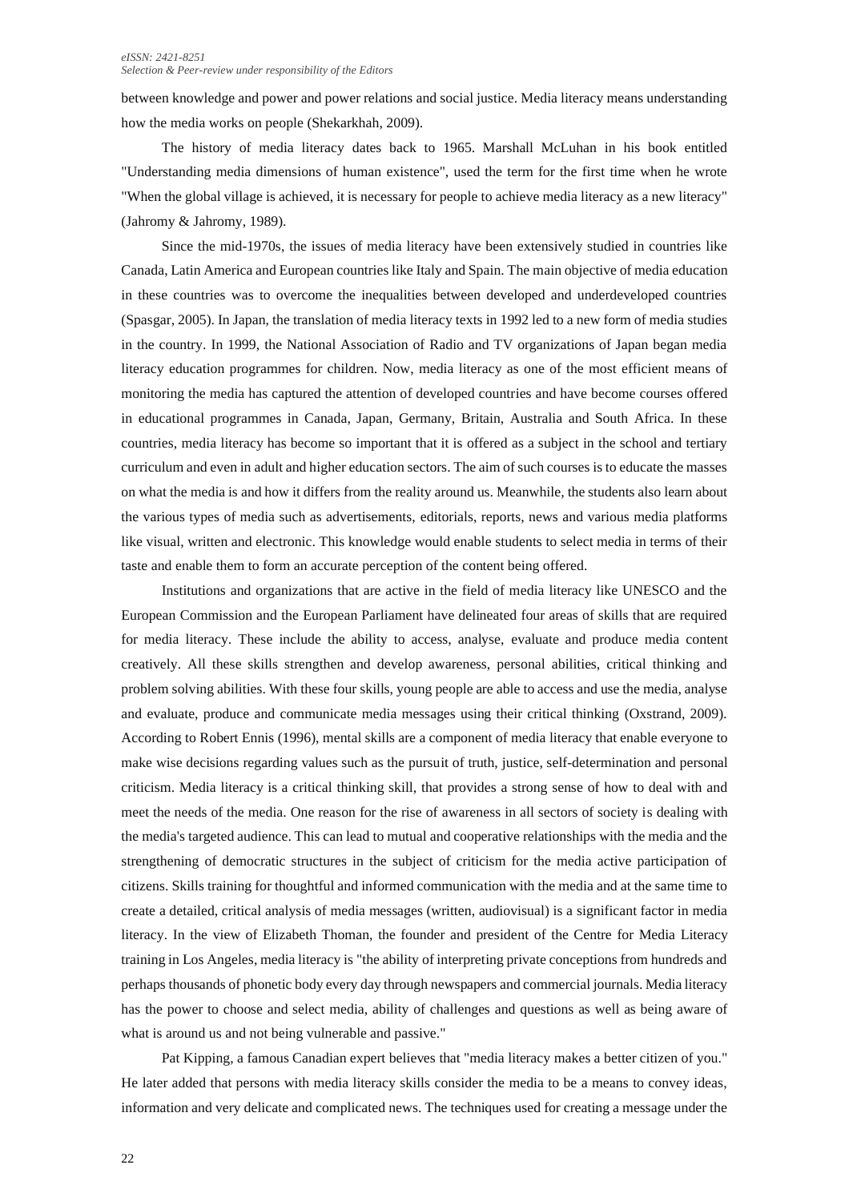between knowledge and power and power relations and social justice. Media literacy means understanding how the media works on people (Shekarkhah, 2009).

The history of media literacy dates back to 1965. Marshall McLuhan in his book entitled "Understanding media dimensions of human existence", used the term for the first time when he wrote "When the global village is achieved, it is necessary for people to achieve media literacy as a new literacy" (Jahromy & Jahromy, 1989).

Since the mid-1970s, the issues of media literacy have been extensively studied in countries like Canada, Latin America and European countries like Italy and Spain. The main objective of media education in these countries was to overcome the inequalities between developed and underdeveloped countries (Spasgar, 2005). In Japan, the translation of media literacy texts in 1992 led to a new form of media studies in the country. In 1999, the National Association of Radio and TV organizations of Japan began media literacy education programmes for children. Now, media literacy as one of the most efficient means of monitoring the media has captured the attention of developed countries and have become courses offered in educational programmes in Canada, Japan, Germany, Britain, Australia and South Africa. In these countries, media literacy has become so important that it is offered as a subject in the school and tertiary curriculum and even in adult and higher education sectors. The aim of such courses is to educate the masses on what the media is and how it differs from the reality around us. Meanwhile, the students also learn about the various types of media such as advertisements, editorials, reports, news and various media platforms like visual, written and electronic. This knowledge would enable students to select media in terms of their taste and enable them to form an accurate perception of the content being offered.

Institutions and organizations that are active in the field of media literacy like UNESCO and the European Commission and the European Parliament have delineated four areas of skills that are required for media literacy. These include the ability to access, analyse, evaluate and produce media content creatively. All these skills strengthen and develop awareness, personal abilities, critical thinking and problem solving abilities. With these four skills, young people are able to access and use the media, analyse and evaluate, produce and communicate media messages using their critical thinking (Oxstrand, 2009). According to Robert Ennis (1996), mental skills are a component of media literacy that enable everyone to make wise decisions regarding values such as the pursuit of truth, justice, self-determination and personal criticism. Media literacy is a critical thinking skill, that provides a strong sense of how to deal with and meet the needs of the media. One reason for the rise of awareness in all sectors of society is dealing with the media's targeted audience. This can lead to mutual and cooperative relationships with the media and the strengthening of democratic structures in the subject of criticism for the media active participation of citizens. Skills training for thoughtful and informed communication with the media and at the same time to create a detailed, critical analysis of media messages (written, audiovisual) is a significant factor in media literacy. In the view of Elizabeth Thoman, the founder and president of the Centre for Media Literacy training in Los Angeles, media literacy is "the ability of interpreting private conceptions from hundreds and perhaps thousands of phonetic body every day through newspapers and commercial journals. Media literacy has the power to choose and select media, ability of challenges and questions as well as being aware of what is around us and not being vulnerable and passive."

Pat Kipping, a famous Canadian expert believes that "media literacy makes a better citizen of you." He later added that persons with media literacy skills consider the media to be a means to convey ideas, information and very delicate and complicated news. The techniques used for creating a message under the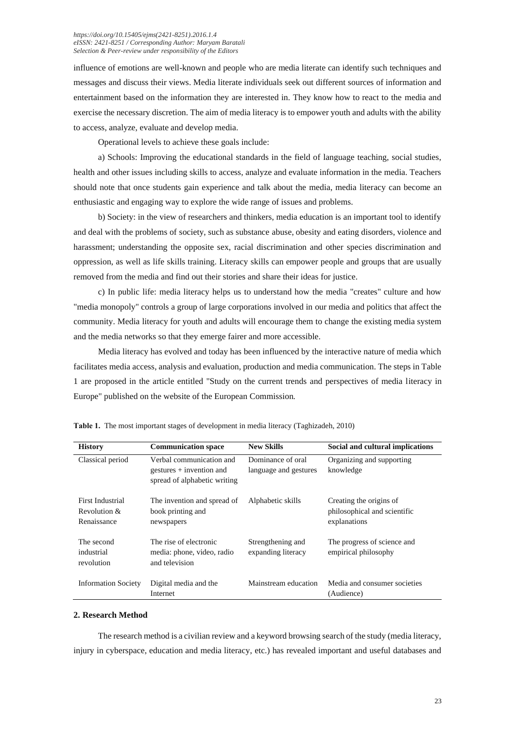influence of emotions are well-known and people who are media literate can identify such techniques and messages and discuss their views. Media literate individuals seek out different sources of information and entertainment based on the information they are interested in. They know how to react to the media and exercise the necessary discretion. The aim of media literacy is to empower youth and adults with the ability to access, analyze, evaluate and develop media.

Operational levels to achieve these goals include:

a) Schools: Improving the educational standards in the field of language teaching, social studies, health and other issues including skills to access, analyze and evaluate information in the media. Teachers should note that once students gain experience and talk about the media, media literacy can become an enthusiastic and engaging way to explore the wide range of issues and problems.

b) Society: in the view of researchers and thinkers, media education is an important tool to identify and deal with the problems of society, such as substance abuse, obesity and eating disorders, violence and harassment; understanding the opposite sex, racial discrimination and other species discrimination and oppression, as well as life skills training. Literacy skills can empower people and groups that are usually removed from the media and find out their stories and share their ideas for justice.

c) In public life: media literacy helps us to understand how the media "creates" culture and how "media monopoly" controls a group of large corporations involved in our media and politics that affect the community. Media literacy for youth and adults will encourage them to change the existing media system and the media networks so that they emerge fairer and more accessible.

Media literacy has evolved and today has been influenced by the interactive nature of media which facilitates media access, analysis and evaluation, production and media communication. The steps in Table 1 are proposed in the article entitled "Study on the current trends and perspectives of media literacy in Europe" published on the website of the European Commission.

**Table 1.** The most important stages of development in media literacy (Taghizadeh, 2010)

| History | Communication space | New Skills | Social and cultural implications |
|---|---|---|---|
| Classical period | Verbal communication and gestures + invention and spread of alphabetic writing | Dominance of oral language and gestures | Organizing and supporting knowledge |
| First Industrial Revolution & Renaissance | The invention and spread of book printing and newspapers | Alphabetic skills | Creating the origins of philosophical and scientific explanations |
| The second industrial revolution | The rise of electronic media: phone, video, radio and television | Strengthening and expanding literacy | The progress of science and empirical philosophy |
| Information Society | Digital media and the Internet | Mainstream education | Media and consumer societies (Audience) |

## 2. Research Method

The research method is a civilian review and a keyword browsing search of the study (media literacy, injury in cyberspace, education and media literacy, etc.) has revealed important and useful databases and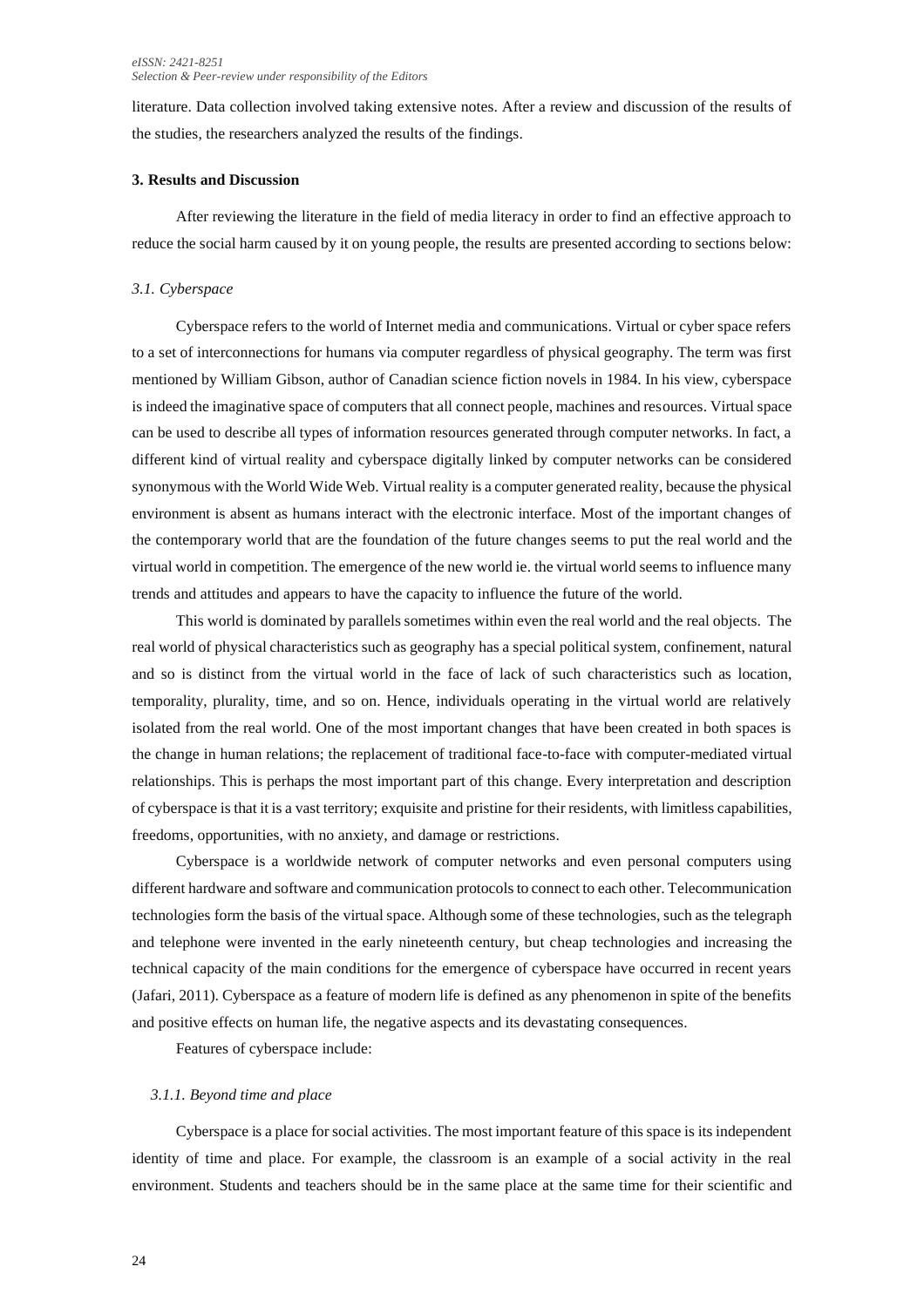literature. Data collection involved taking extensive notes. After a review and discussion of the results of the studies, the researchers analyzed the results of the findings.

### 3. Results and Discussion

After reviewing the literature in the field of media literacy in order to find an effective approach to reduce the social harm caused by it on young people, the results are presented according to sections below:

#### *3.1. Cyberspace*

Cyberspace refers to the world of Internet media and communications. Virtual or cyber space refers to a set of interconnections for humans via computer regardless of physical geography. The term was first mentioned by William Gibson, author of Canadian science fiction novels in 1984. In his view, cyberspace is indeed the imaginative space of computers that all connect people, machines and resources. Virtual space can be used to describe all types of information resources generated through computer networks. In fact, a different kind of virtual reality and cyberspace digitally linked by computer networks can be considered synonymous with the World Wide Web. Virtual reality is a computer generated reality, because the physical environment is absent as humans interact with the electronic interface. Most of the important changes of the contemporary world that are the foundation of the future changes seems to put the real world and the virtual world in competition. The emergence of the new world ie. the virtual world seems to influence many trends and attitudes and appears to have the capacity to influence the future of the world.

This world is dominated by parallels sometimes within even the real world and the real objects. The real world of physical characteristics such as geography has a special political system, confinement, natural and so is distinct from the virtual world in the face of lack of such characteristics such as location, temporality, plurality, time, and so on. Hence, individuals operating in the virtual world are relatively isolated from the real world. One of the most important changes that have been created in both spaces is the change in human relations; the replacement of traditional face-to-face with computer-mediated virtual relationships. This is perhaps the most important part of this change. Every interpretation and description of cyberspace is that it is a vast territory; exquisite and pristine for their residents, with limitless capabilities, freedoms, opportunities, with no anxiety, and damage or restrictions.

Cyberspace is a worldwide network of computer networks and even personal computers using different hardware and software and communication protocols to connect to each other. Telecommunication technologies form the basis of the virtual space. Although some of these technologies, such as the telegraph and telephone were invented in the early nineteenth century, but cheap technologies and increasing the technical capacity of the main conditions for the emergence of cyberspace have occurred in recent years (Jafari, 2011). Cyberspace as a feature of modern life is defined as any phenomenon in spite of the benefits and positive effects on human life, the negative aspects and its devastating consequences.

Features of cyberspace include:

##### *3.1.1. Beyond time and place*

Cyberspace is a place for social activities. The most important feature of this space is its independent identity of time and place. For example, the classroom is an example of a social activity in the real environment. Students and teachers should be in the same place at the same time for their scientific and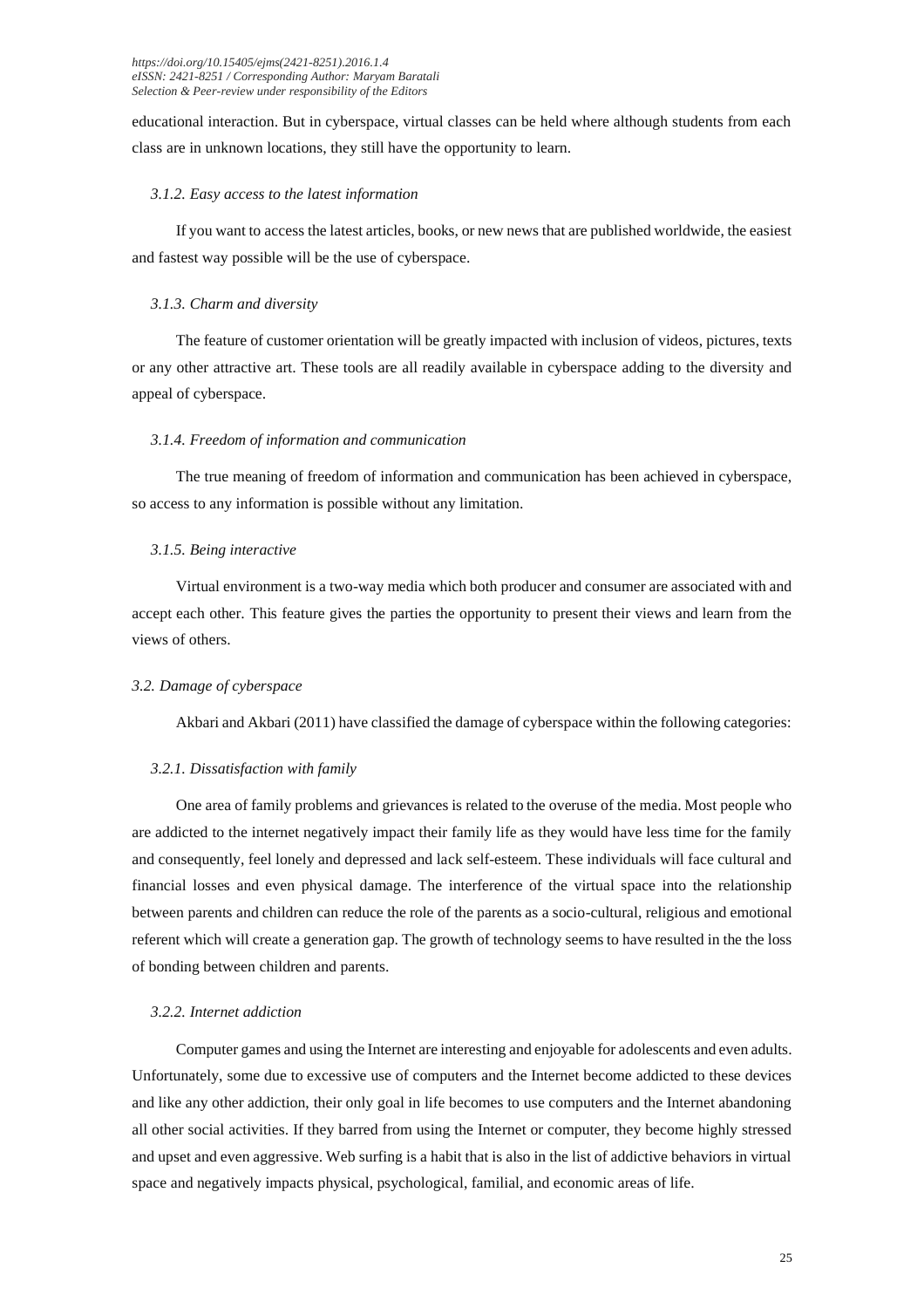educational interaction. But in cyberspace, virtual classes can be held where although students from each class are in unknown locations, they still have the opportunity to learn.

#### *3.1.2. Easy access to the latest information*

If you want to access the latest articles, books, or new news that are published worldwide, the easiest and fastest way possible will be the use of cyberspace.

#### *3.1.3. Charm and diversity*

The feature of customer orientation will be greatly impacted with inclusion of videos, pictures, texts or any other attractive art. These tools are all readily available in cyberspace adding to the diversity and appeal of cyberspace.

#### *3.1.4. Freedom of information and communication*

The true meaning of freedom of information and communication has been achieved in cyberspace, so access to any information is possible without any limitation.

#### *3.1.5. Being interactive*

Virtual environment is a two-way media which both producer and consumer are associated with and accept each other. This feature gives the parties the opportunity to present their views and learn from the views of others.

### *3.2. Damage of cyberspace*

Akbari and Akbari (2011) have classified the damage of cyberspace within the following categories:

#### *3.2.1. Dissatisfaction with family*

One area of family problems and grievances is related to the overuse of the media. Most people who are addicted to the internet negatively impact their family life as they would have less time for the family and consequently, feel lonely and depressed and lack self-esteem. These individuals will face cultural and financial losses and even physical damage. The interference of the virtual space into the relationship between parents and children can reduce the role of the parents as a socio-cultural, religious and emotional referent which will create a generation gap. The growth of technology seems to have resulted in the the loss of bonding between children and parents.

#### *3.2.2. Internet addiction*

Computer games and using the Internet are interesting and enjoyable for adolescents and even adults. Unfortunately, some due to excessive use of computers and the Internet become addicted to these devices and like any other addiction, their only goal in life becomes to use computers and the Internet abandoning all other social activities. If they barred from using the Internet or computer, they become highly stressed and upset and even aggressive. Web surfing is a habit that is also in the list of addictive behaviors in virtual space and negatively impacts physical, psychological, familial, and economic areas of life.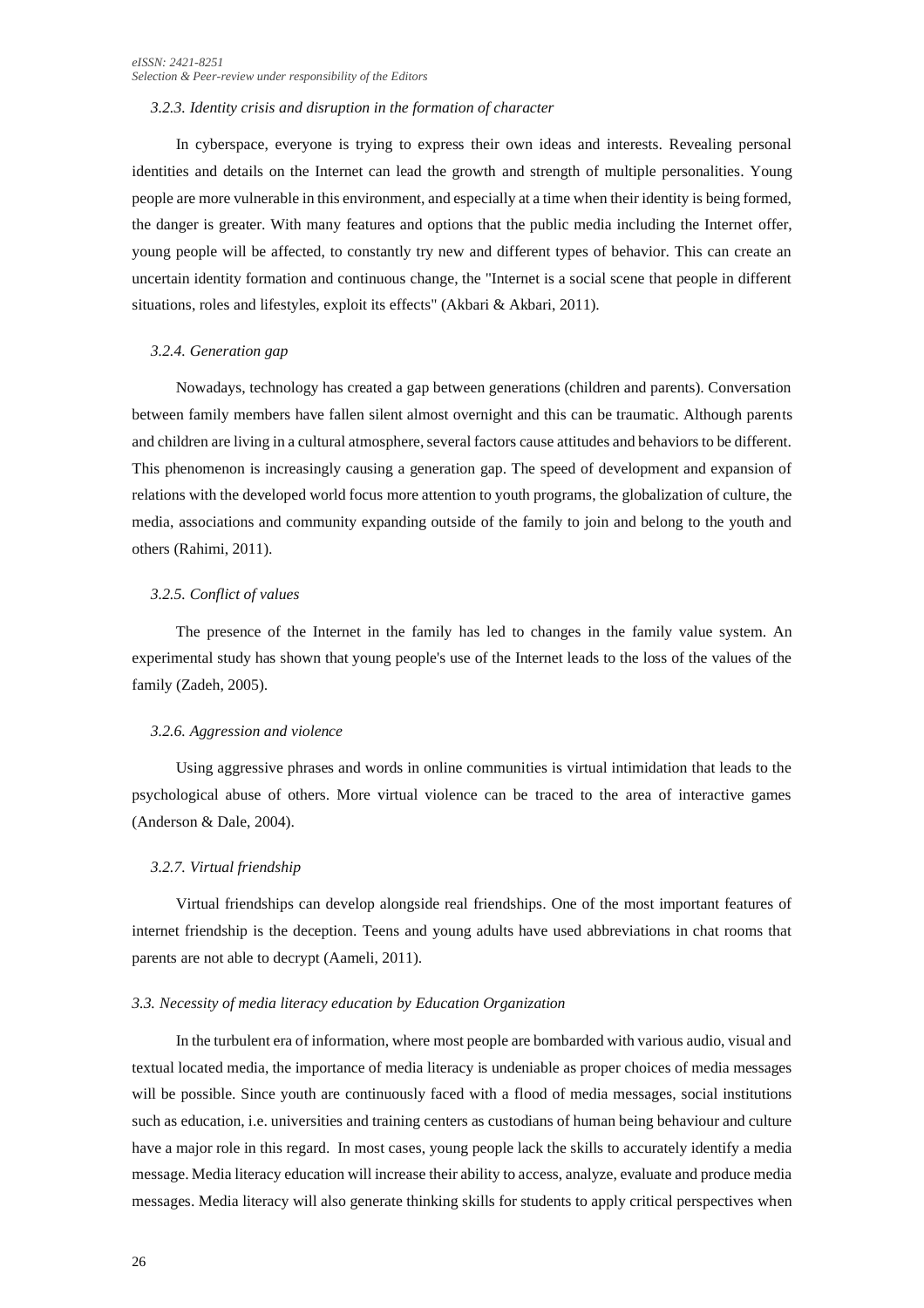#### *3.2.3. Identity crisis and disruption in the formation of character*

In cyberspace, everyone is trying to express their own ideas and interests. Revealing personal identities and details on the Internet can lead the growth and strength of multiple personalities. Young people are more vulnerable in this environment, and especially at a time when their identity is being formed, the danger is greater. With many features and options that the public media including the Internet offer, young people will be affected, to constantly try new and different types of behavior. This can create an uncertain identity formation and continuous change, the "Internet is a social scene that people in different situations, roles and lifestyles, exploit its effects" (Akbari & Akbari, 2011).

#### *3.2.4. Generation gap*

Nowadays, technology has created a gap between generations (children and parents). Conversation between family members have fallen silent almost overnight and this can be traumatic. Although parents and children are living in a cultural atmosphere, several factors cause attitudes and behaviors to be different. This phenomenon is increasingly causing a generation gap. The speed of development and expansion of relations with the developed world focus more attention to youth programs, the globalization of culture, the media, associations and community expanding outside of the family to join and belong to the youth and others (Rahimi, 2011).

#### *3.2.5. Conflict of values*

The presence of the Internet in the family has led to changes in the family value system. An experimental study has shown that young people's use of the Internet leads to the loss of the values of the family (Zadeh, 2005).

#### *3.2.6. Aggression and violence*

Using aggressive phrases and words in online communities is virtual intimidation that leads to the psychological abuse of others. More virtual violence can be traced to the area of interactive games (Anderson & Dale, 2004).

#### *3.2.7. Virtual friendship*

Virtual friendships can develop alongside real friendships. One of the most important features of internet friendship is the deception. Teens and young adults have used abbreviations in chat rooms that parents are not able to decrypt (Aameli, 2011).

### *3.3. Necessity of media literacy education by Education Organization*

In the turbulent era of information, where most people are bombarded with various audio, visual and textual located media, the importance of media literacy is undeniable as proper choices of media messages will be possible. Since youth are continuously faced with a flood of media messages, social institutions such as education, i.e. universities and training centers as custodians of human being behaviour and culture have a major role in this regard. In most cases, young people lack the skills to accurately identify a media message. Media literacy education will increase their ability to access, analyze, evaluate and produce media messages. Media literacy will also generate thinking skills for students to apply critical perspectives when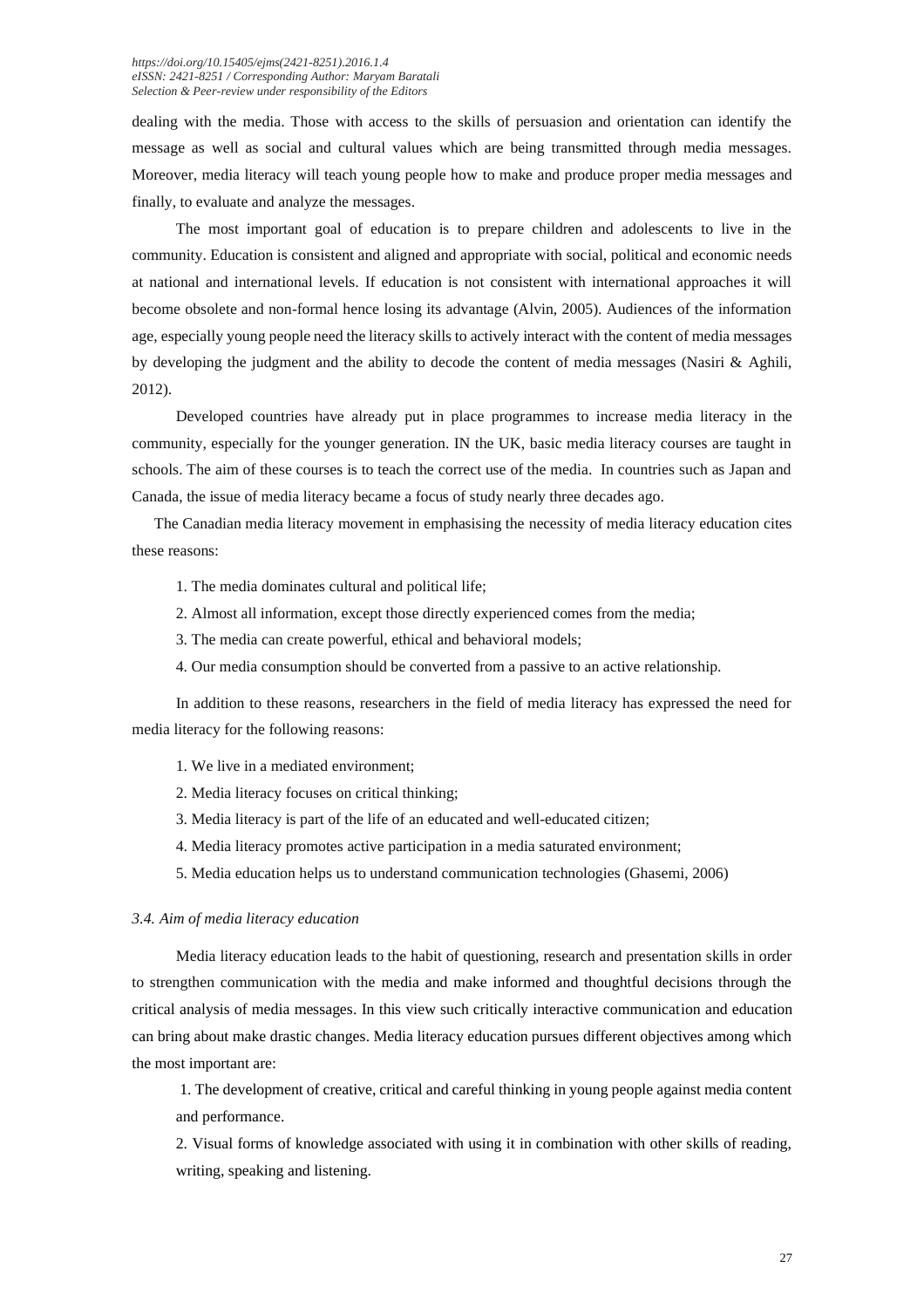dealing with the media. Those with access to the skills of persuasion and orientation can identify the message as well as social and cultural values which are being transmitted through media messages. Moreover, media literacy will teach young people how to make and produce proper media messages and finally, to evaluate and analyze the messages.

The most important goal of education is to prepare children and adolescents to live in the community. Education is consistent and aligned and appropriate with social, political and economic needs at national and international levels. If education is not consistent with international approaches it will become obsolete and non-formal hence losing its advantage (Alvin, 2005). Audiences of the information age, especially young people need the literacy skills to actively interact with the content of media messages by developing the judgment and the ability to decode the content of media messages (Nasiri & Aghili, 2012).

Developed countries have already put in place programmes to increase media literacy in the community, especially for the younger generation. IN the UK, basic media literacy courses are taught in schools. The aim of these courses is to teach the correct use of the media. In countries such as Japan and Canada, the issue of media literacy became a focus of study nearly three decades ago.

The Canadian media literacy movement in emphasising the necessity of media literacy education cites these reasons:

1. The media dominates cultural and political life;
2. Almost all information, except those directly experienced comes from the media;
3. The media can create powerful, ethical and behavioral models;
4. Our media consumption should be converted from a passive to an active relationship.

In addition to these reasons, researchers in the field of media literacy has expressed the need for media literacy for the following reasons:

1. We live in a mediated environment;
2. Media literacy focuses on critical thinking;
3. Media literacy is part of the life of an educated and well-educated citizen;
4. Media literacy promotes active participation in a media saturated environment;
5. Media education helps us to understand communication technologies (Ghasemi, 2006)

### *3.4. Aim of media literacy education*

Media literacy education leads to the habit of questioning, research and presentation skills in order to strengthen communication with the media and make informed and thoughtful decisions through the critical analysis of media messages. In this view such critically interactive communication and education can bring about make drastic changes. Media literacy education pursues different objectives among which the most important are:

1. The development of creative, critical and careful thinking in young people against media content and performance.
2. Visual forms of knowledge associated with using it in combination with other skills of reading, writing, speaking and listening.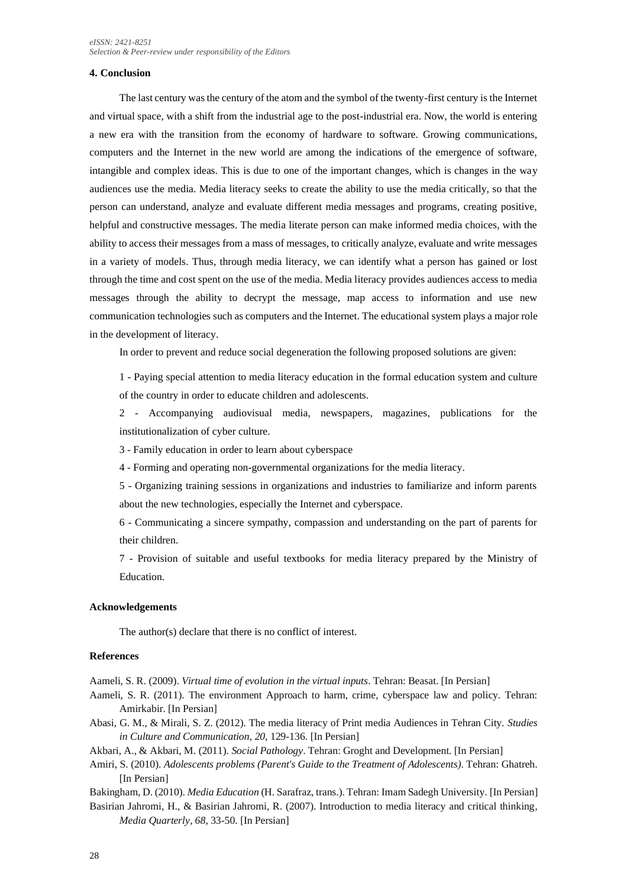## 4. Conclusion

The last century was the century of the atom and the symbol of the twenty-first century is the Internet and virtual space, with a shift from the industrial age to the post-industrial era. Now, the world is entering a new era with the transition from the economy of hardware to software. Growing communications, computers and the Internet in the new world are among the indications of the emergence of software, intangible and complex ideas. This is due to one of the important changes, which is changes in the way audiences use the media. Media literacy seeks to create the ability to use the media critically, so that the person can understand, analyze and evaluate different media messages and programs, creating positive, helpful and constructive messages. The media literate person can make informed media choices, with the ability to access their messages from a mass of messages, to critically analyze, evaluate and write messages in a variety of models. Thus, through media literacy, we can identify what a person has gained or lost through the time and cost spent on the use of the media. Media literacy provides audiences access to media messages through the ability to decrypt the message, map access to information and use new communication technologies such as computers and the Internet. The educational system plays a major role in the development of literacy.

In order to prevent and reduce social degeneration the following proposed solutions are given:

1 - Paying special attention to media literacy education in the formal education system and culture of the country in order to educate children and adolescents.

2 - Accompanying audiovisual media, newspapers, magazines, publications for the institutionalization of cyber culture.

3 - Family education in order to learn about cyberspace

4 - Forming and operating non-governmental organizations for the media literacy.

5 - Organizing training sessions in organizations and industries to familiarize and inform parents about the new technologies, especially the Internet and cyberspace.

6 - Communicating a sincere sympathy, compassion and understanding on the part of parents for their children.

7 - Provision of suitable and useful textbooks for media literacy prepared by the Ministry of Education.

## Acknowledgements

The author(s) declare that there is no conflict of interest.

## References

Aameli, S. R. (2009). *Virtual time of evolution in the virtual inputs*. Tehran: Beasat. [In Persian]

Aameli, S. R. (2011). The environment Approach to harm, crime, cyberspace law and policy. Tehran: Amirkabir. [In Persian]

Abasi, G. M., & Mirali, S. Z. (2012). The media literacy of Print media Audiences in Tehran City. *Studies in Culture and Communication*, *20*, 129-136. [In Persian]

Akbari, A., & Akbari, M. (2011). *Social Pathology*. Tehran: Groght and Development. [In Persian]

Amiri, S. (2010). *Adolescents problems (Parent's Guide to the Treatment of Adolescents)*. Tehran: Ghatreh. [In Persian]

Bakingham, D. (2010). *Media Education* (H. Sarafraz, trans.). Tehran: Imam Sadegh University. [In Persian]

Basirian Jahromi, H., & Basirian Jahromi, R. (2007). Introduction to media literacy and critical thinking, *Media Quarterly*, *68*, 33-50. [In Persian]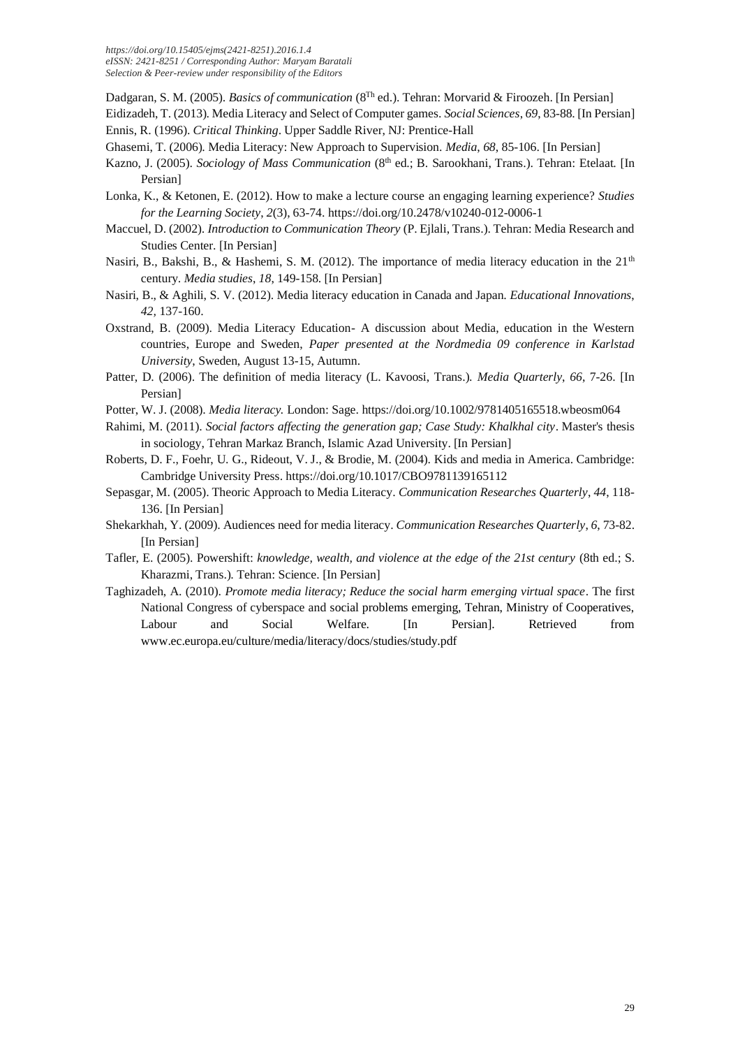Dadgaran, S. M. (2005). *Basics of communication* (8Th ed.). Tehran: Morvarid & Firoozeh. [In Persian]

Eidizadeh, T. (2013). Media Literacy and Select of Computer games. *Social Sciences*, *69*, 83-88. [In Persian]

Ennis, R. (1996). *Critical Thinking*. Upper Saddle River, NJ: Prentice-Hall

Ghasemi, T. (2006). Media Literacy: New Approach to Supervision. *Media*, *68*, 85-106. [In Persian]

Kazno, J. (2005). *Sociology of Mass Communication* (8th ed.; B. Sarookhani, Trans.). Tehran: Etelaat. [In Persian]

Lonka, K., & Ketonen, E. (2012). How to make a lecture course an engaging learning experience? *Studies for the Learning Society*, *2*(3), 63-74. https://doi.org/10.2478/v10240-012-0006-1

Maccuel, D. (2002). *Introduction to Communication Theory* (P. Ejlali, Trans.). Tehran: Media Research and Studies Center. [In Persian]

Nasiri, B., Bakshi, B., & Hashemi, S. M. (2012). The importance of media literacy education in the 21th century. *Media studies*, *18*, 149-158. [In Persian]

Nasiri, B., & Aghili, S. V. (2012). Media literacy education in Canada and Japan. *Educational Innovations*, *42*, 137-160.

Oxstrand, B. (2009). Media Literacy Education- A discussion about Media, education in the Western countries, Europe and Sweden, *Paper presented at the Nordmedia 09 conference in Karlstad University*, Sweden, August 13-15, Autumn.

Patter, D. (2006). The definition of media literacy (L. Kavoosi, Trans.). *Media Quarterly*, *66*, 7-26. [In Persian]

Potter, W. J. (2008). *Media literacy.* London: Sage. https://doi.org/10.1002/9781405165518.wbeosm064

Rahimi, M. (2011). *Social factors affecting the generation gap; Case Study: Khalkhal city*. Master's thesis in sociology, Tehran Markaz Branch, Islamic Azad University. [In Persian]

Roberts, D. F., Foehr, U. G., Rideout, V. J., & Brodie, M. (2004). Kids and media in America. Cambridge: Cambridge University Press. https://doi.org/10.1017/CBO9781139165112

Sepasgar, M. (2005). Theoric Approach to Media Literacy. *Communication Researches Quarterly*, *44*, 118-136. [In Persian]

Shekarkhah, Y. (2009). Audiences need for media literacy. *Communication Researches Quarterly*, *6*, 73-82. [In Persian]

Tafler, E. (2005). Powershift: *knowledge, wealth, and violence at the edge of the 21st century* (8th ed.; S. Kharazmi, Trans.). Tehran: Science. [In Persian]

Taghizadeh, A. (2010). *Promote media literacy; Reduce the social harm emerging virtual space*. The first National Congress of cyberspace and social problems emerging, Tehran, Ministry of Cooperatives, Labour and Social Welfare. [In Persian]. Retrieved from www.ec.europa.eu/culture/media/literacy/docs/studies/study.pdf